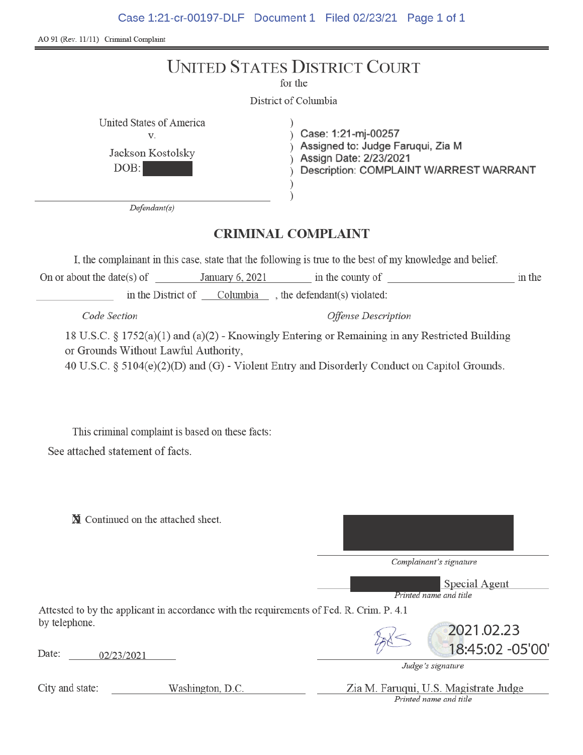AO 91 (Rev. 11/11) Criminal Complaint

# UNITED STATES DISTRICT COURT

for the

District of Columbia

United States of America
v.
Jackson Kostolsky
DOB: [REDACTED]

*Defendant(s)*

Case: 1:21-mj-00257
Assigned to: Judge Faruqui, Zia M
Assign Date: 2/23/2021
Description: COMPLAINT W/ARREST WARRANT

## CRIMINAL COMPLAINT

I, the complainant in this case, state that the following is true to the best of my knowledge and belief.

On or about the date(s) of January 6, 2021 in the county of \_\_\_\_\_\_\_\_\_\_ in the \_\_\_\_\_\_\_\_\_\_ in the District of Columbia, the defendant(s) violated:

*Code Section* — *Offense Description*

18 U.S.C. § 1752(a)(1) and (a)(2) - Knowingly Entering or Remaining in any Restricted Building or Grounds Without Lawful Authority,

40 U.S.C. § 5104(e)(2)(D) and (G) - Violent Entry and Disorderly Conduct on Capitol Grounds.

This criminal complaint is based on these facts:

See attached statement of facts.

☒ Continued on the attached sheet.

[REDACTED]
*Complainant's signature*

[REDACTED] Special Agent
*Printed name and title*

Attested to by the applicant in accordance with the requirements of Fed. R. Crim. P. 4.1 by telephone.

Date: 02/23/2021

2021.02.23 18:45:02 -05'00'
*Judge's signature*

City and state: Washington, D.C.

Zia M. Faruqui, U.S. Magistrate Judge
*Printed name and title*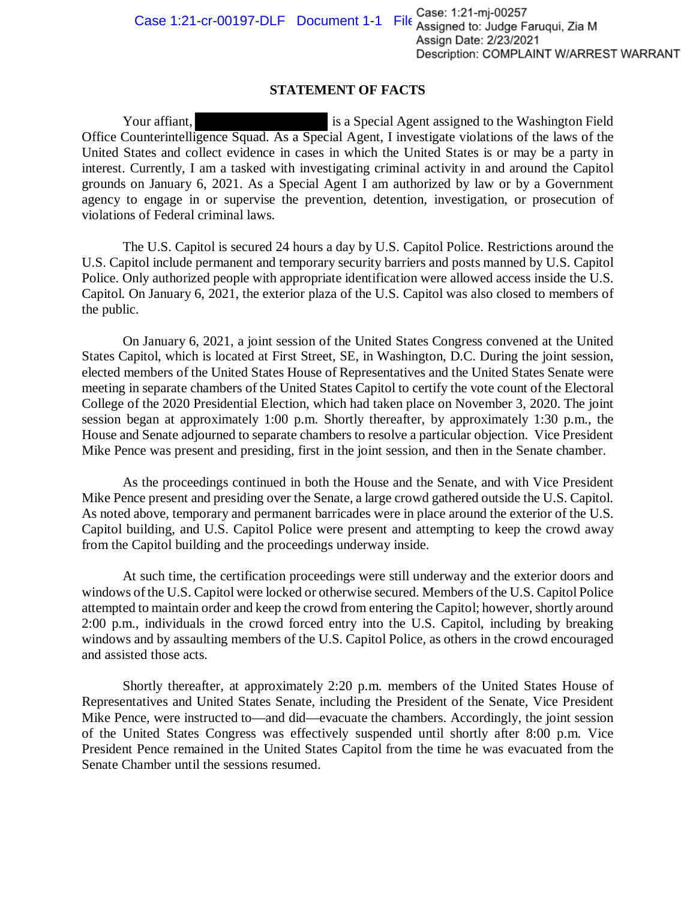## STATEMENT OF FACTS

Your affiant, [REDACTED] is a Special Agent assigned to the Washington Field Office Counterintelligence Squad. As a Special Agent, I investigate violations of the laws of the United States and collect evidence in cases in which the United States is or may be a party in interest. Currently, I am a tasked with investigating criminal activity in and around the Capitol grounds on January 6, 2021. As a Special Agent I am authorized by law or by a Government agency to engage in or supervise the prevention, detention, investigation, or prosecution of violations of Federal criminal laws.

The U.S. Capitol is secured 24 hours a day by U.S. Capitol Police. Restrictions around the U.S. Capitol include permanent and temporary security barriers and posts manned by U.S. Capitol Police. Only authorized people with appropriate identification were allowed access inside the U.S. Capitol. On January 6, 2021, the exterior plaza of the U.S. Capitol was also closed to members of the public.

On January 6, 2021, a joint session of the United States Congress convened at the United States Capitol, which is located at First Street, SE, in Washington, D.C. During the joint session, elected members of the United States House of Representatives and the United States Senate were meeting in separate chambers of the United States Capitol to certify the vote count of the Electoral College of the 2020 Presidential Election, which had taken place on November 3, 2020. The joint session began at approximately 1:00 p.m. Shortly thereafter, by approximately 1:30 p.m., the House and Senate adjourned to separate chambers to resolve a particular objection. Vice President Mike Pence was present and presiding, first in the joint session, and then in the Senate chamber.

As the proceedings continued in both the House and the Senate, and with Vice President Mike Pence present and presiding over the Senate, a large crowd gathered outside the U.S. Capitol. As noted above, temporary and permanent barricades were in place around the exterior of the U.S. Capitol building, and U.S. Capitol Police were present and attempting to keep the crowd away from the Capitol building and the proceedings underway inside.

At such time, the certification proceedings were still underway and the exterior doors and windows of the U.S. Capitol were locked or otherwise secured. Members of the U.S. Capitol Police attempted to maintain order and keep the crowd from entering the Capitol; however, shortly around 2:00 p.m., individuals in the crowd forced entry into the U.S. Capitol, including by breaking windows and by assaulting members of the U.S. Capitol Police, as others in the crowd encouraged and assisted those acts.

Shortly thereafter, at approximately 2:20 p.m. members of the United States House of Representatives and United States Senate, including the President of the Senate, Vice President Mike Pence, were instructed to—and did—evacuate the chambers. Accordingly, the joint session of the United States Congress was effectively suspended until shortly after 8:00 p.m. Vice President Pence remained in the United States Capitol from the time he was evacuated from the Senate Chamber until the sessions resumed.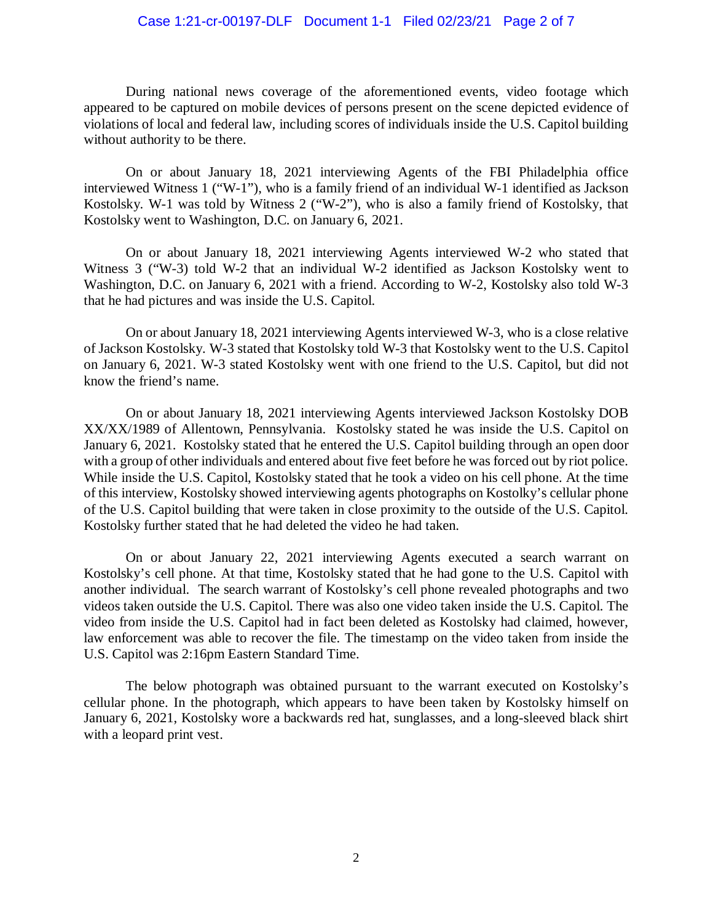During national news coverage of the aforementioned events, video footage which appeared to be captured on mobile devices of persons present on the scene depicted evidence of violations of local and federal law, including scores of individuals inside the U.S. Capitol building without authority to be there.

On or about January 18, 2021 interviewing Agents of the FBI Philadelphia office interviewed Witness 1 ("W-1"), who is a family friend of an individual W-1 identified as Jackson Kostolsky. W-1 was told by Witness 2 ("W-2"), who is also a family friend of Kostolsky, that Kostolsky went to Washington, D.C. on January 6, 2021.

On or about January 18, 2021 interviewing Agents interviewed W-2 who stated that Witness 3 ("W-3) told W-2 that an individual W-2 identified as Jackson Kostolsky went to Washington, D.C. on January 6, 2021 with a friend. According to W-2, Kostolsky also told W-3 that he had pictures and was inside the U.S. Capitol.

On or about January 18, 2021 interviewing Agents interviewed W-3, who is a close relative of Jackson Kostolsky. W-3 stated that Kostolsky told W-3 that Kostolsky went to the U.S. Capitol on January 6, 2021. W-3 stated Kostolsky went with one friend to the U.S. Capitol, but did not know the friend's name.

On or about January 18, 2021 interviewing Agents interviewed Jackson Kostolsky DOB XX/XX/1989 of Allentown, Pennsylvania. Kostolsky stated he was inside the U.S. Capitol on January 6, 2021. Kostolsky stated that he entered the U.S. Capitol building through an open door with a group of other individuals and entered about five feet before he was forced out by riot police. While inside the U.S. Capitol, Kostolsky stated that he took a video on his cell phone. At the time of this interview, Kostolsky showed interviewing agents photographs on Kostolky's cellular phone of the U.S. Capitol building that were taken in close proximity to the outside of the U.S. Capitol. Kostolsky further stated that he had deleted the video he had taken.

On or about January 22, 2021 interviewing Agents executed a search warrant on Kostolsky's cell phone. At that time, Kostolsky stated that he had gone to the U.S. Capitol with another individual. The search warrant of Kostolsky's cell phone revealed photographs and two videos taken outside the U.S. Capitol. There was also one video taken inside the U.S. Capitol. The video from inside the U.S. Capitol had in fact been deleted as Kostolsky had claimed, however, law enforcement was able to recover the file. The timestamp on the video taken from inside the U.S. Capitol was 2:16pm Eastern Standard Time.

The below photograph was obtained pursuant to the warrant executed on Kostolsky's cellular phone. In the photograph, which appears to have been taken by Kostolsky himself on January 6, 2021, Kostolsky wore a backwards red hat, sunglasses, and a long-sleeved black shirt with a leopard print vest.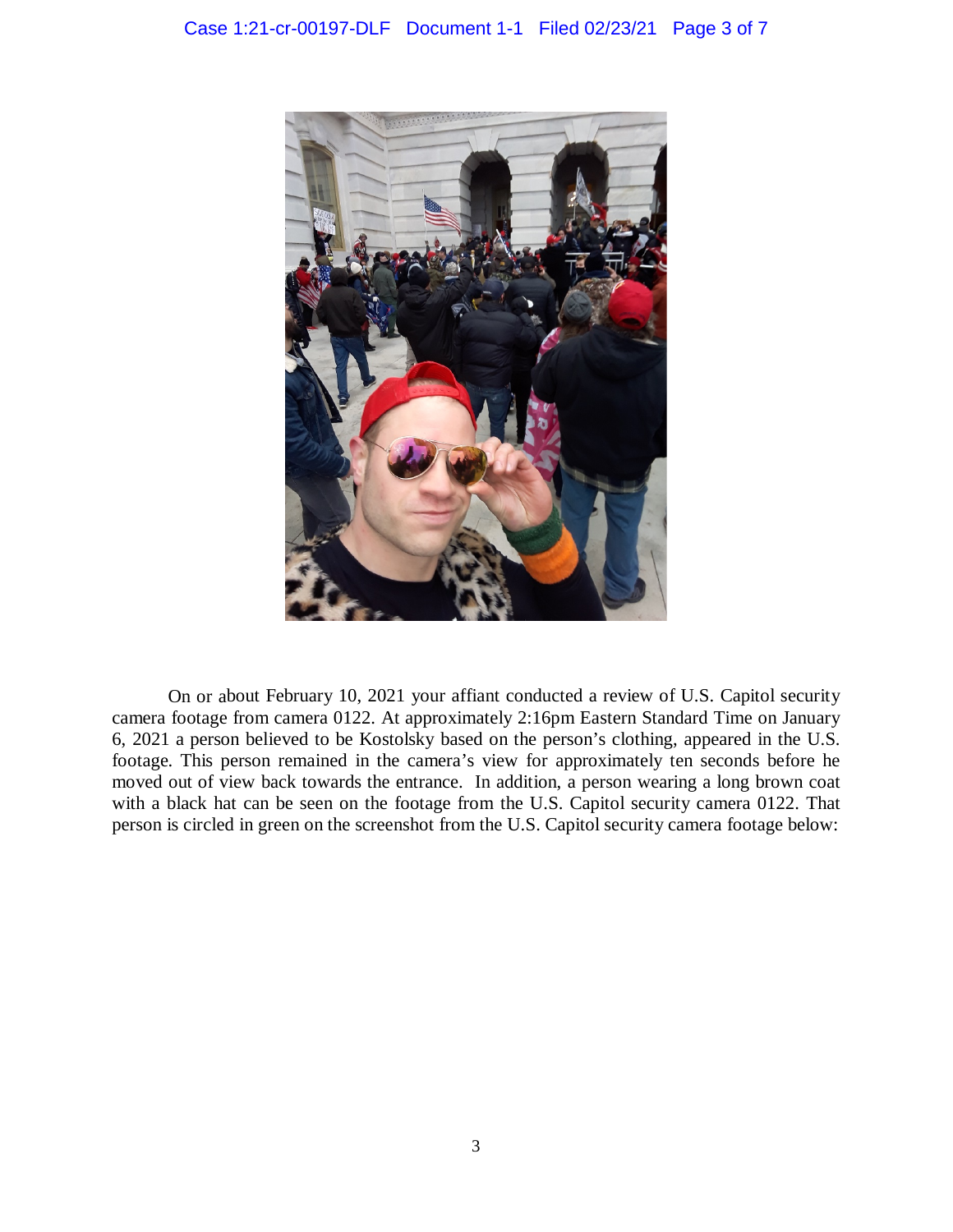On or about February 10, 2021 your affiant conducted a review of U.S. Capitol security camera footage from camera 0122. At approximately 2:16pm Eastern Standard Time on January 6, 2021 a person believed to be Kostolsky based on the person's clothing, appeared in the U.S. footage. This person remained in the camera's view for approximately ten seconds before he moved out of view back towards the entrance. In addition, a person wearing a long brown coat with a black hat can be seen on the footage from the U.S. Capitol security camera 0122. That person is circled in green on the screenshot from the U.S. Capitol security camera footage below: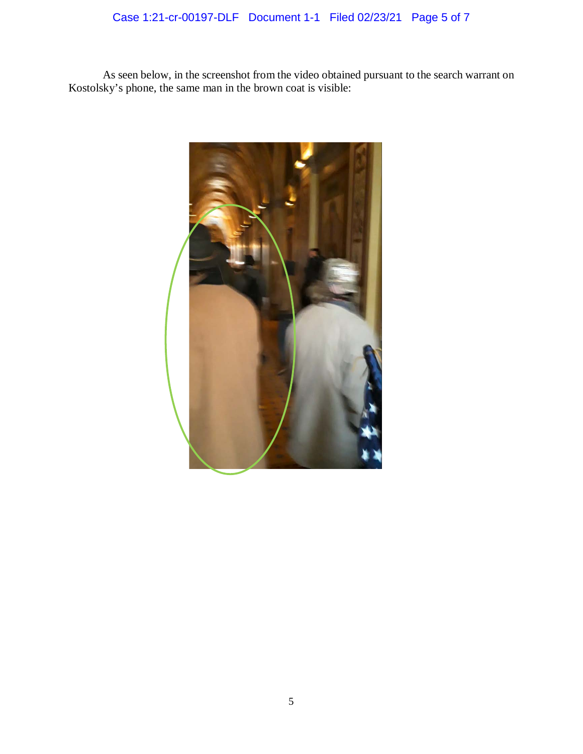As seen below, in the screenshot from the video obtained pursuant to the search warrant on Kostolsky's phone, the same man in the brown coat is visible: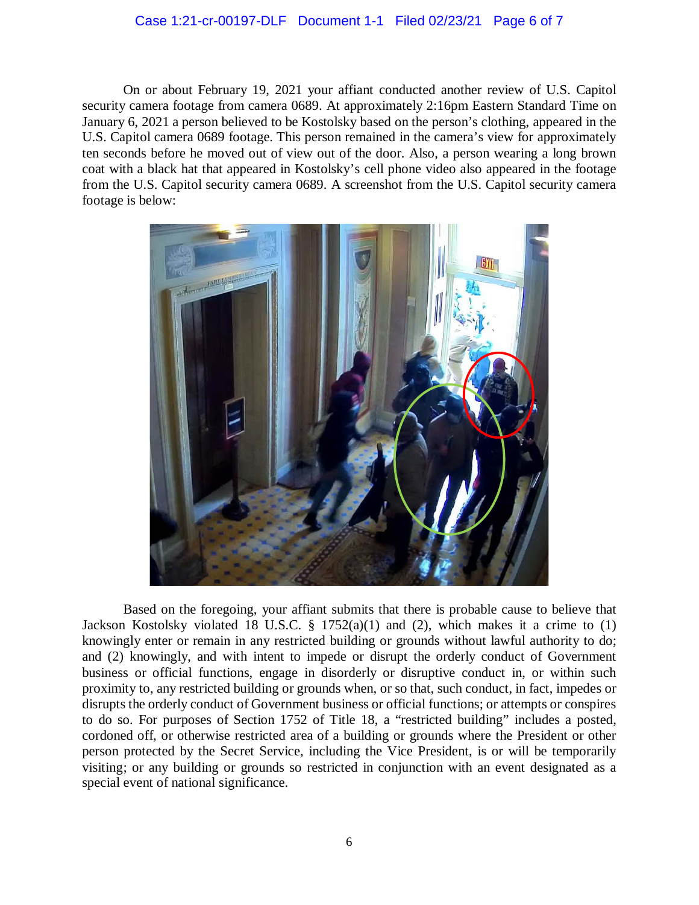On or about February 19, 2021 your affiant conducted another review of U.S. Capitol security camera footage from camera 0689. At approximately 2:16pm Eastern Standard Time on January 6, 2021 a person believed to be Kostolsky based on the person's clothing, appeared in the U.S. Capitol camera 0689 footage. This person remained in the camera's view for approximately ten seconds before he moved out of view out of the door. Also, a person wearing a long brown coat with a black hat that appeared in Kostolsky's cell phone video also appeared in the footage from the U.S. Capitol security camera 0689. A screenshot from the U.S. Capitol security camera footage is below:

Based on the foregoing, your affiant submits that there is probable cause to believe that Jackson Kostolsky violated 18 U.S.C. § 1752(a)(1) and (2), which makes it a crime to (1) knowingly enter or remain in any restricted building or grounds without lawful authority to do; and (2) knowingly, and with intent to impede or disrupt the orderly conduct of Government business or official functions, engage in disorderly or disruptive conduct in, or within such proximity to, any restricted building or grounds when, or so that, such conduct, in fact, impedes or disrupts the orderly conduct of Government business or official functions; or attempts or conspires to do so. For purposes of Section 1752 of Title 18, a "restricted building" includes a posted, cordoned off, or otherwise restricted area of a building or grounds where the President or other person protected by the Secret Service, including the Vice President, is or will be temporarily visiting; or any building or grounds so restricted in conjunction with an event designated as a special event of national significance.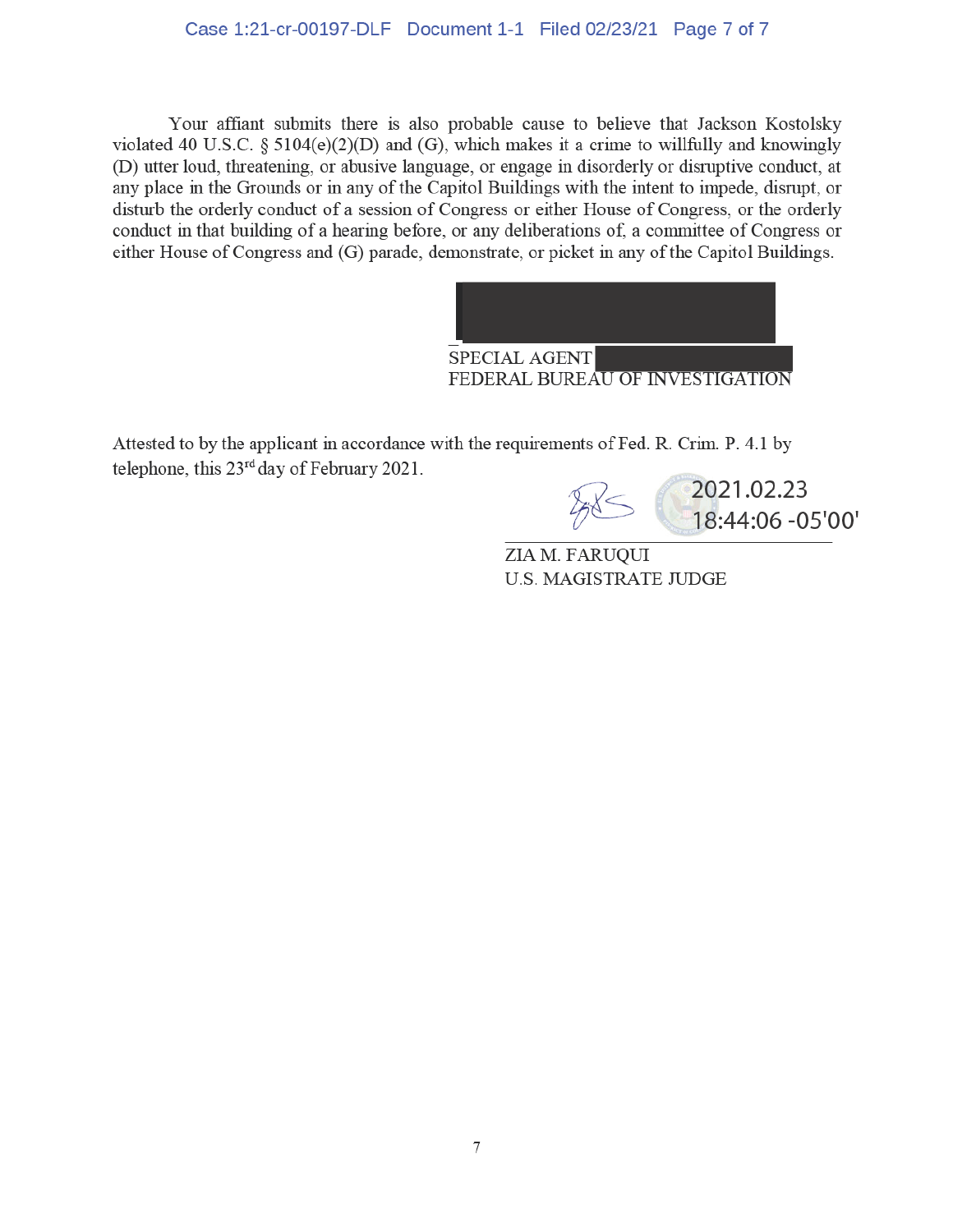Your affiant submits there is also probable cause to believe that Jackson Kostolsky violated 40 U.S.C. § 5104(e)(2)(D) and (G), which makes it a crime to willfully and knowingly (D) utter loud, threatening, or abusive language, or engage in disorderly or disruptive conduct, at any place in the Grounds or in any of the Capitol Buildings with the intent to impede, disrupt, or disturb the orderly conduct of a session of Congress or either House of Congress, or the orderly conduct in that building of a hearing before, or any deliberations of, a committee of Congress or either House of Congress and (G) parade, demonstrate, or picket in any of the Capitol Buildings.

SPECIAL AGENT
FEDERAL BUREAU OF INVESTIGATION

Attested to by the applicant in accordance with the requirements of Fed. R. Crim. P. 4.1 by telephone, this 23rd day of February 2021.

2021.02.23
18:44:06 -05'00'

ZIA M. FARUQUI
U.S. MAGISTRATE JUDGE